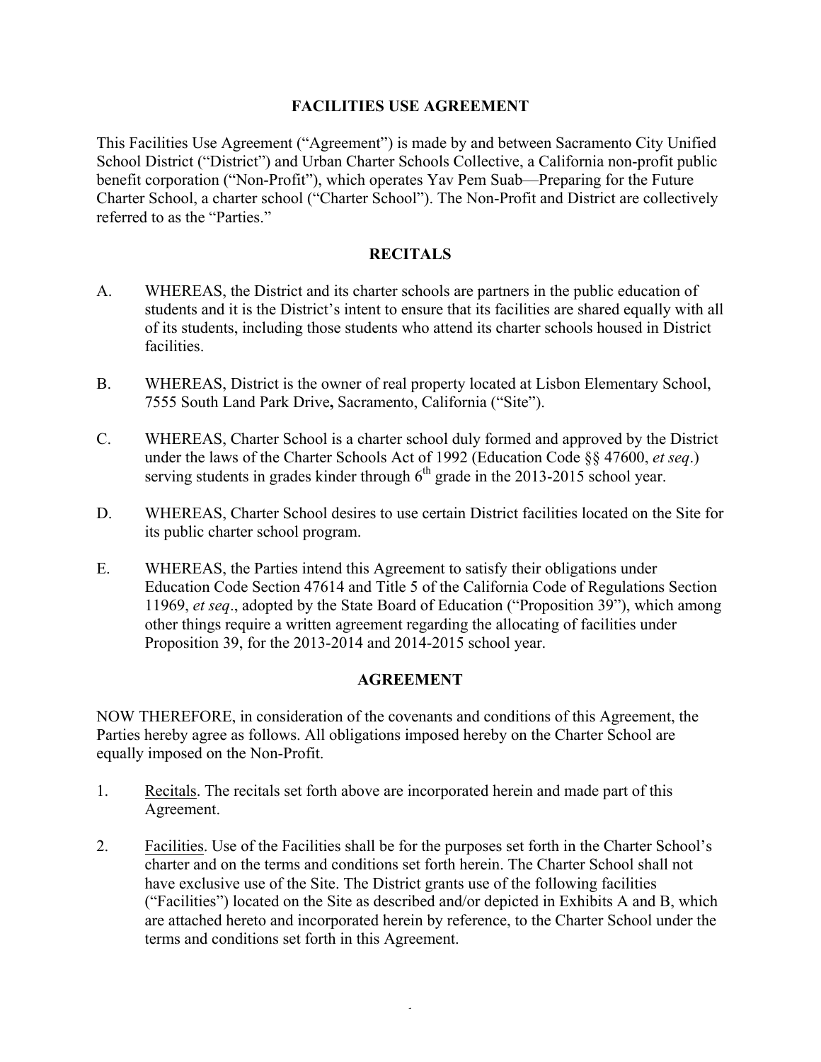# FACILITIES USE AGREEMENT

This Facilities Use Agreement ("Agreement") is made by and between Sacramento City Unified School District ("District") and Urban Charter Schools Collective, a California non-profit public benefit corporation ("Non-Profit"), which operates Yav Pem Suab—Preparing for the Future Charter School, a charter school ("Charter School"). The Non-Profit and District are collectively referred to as the "Parties."

## RECITALS

A. WHEREAS, the District and its charter schools are partners in the public education of students and it is the District's intent to ensure that its facilities are shared equally with all of its students, including those students who attend its charter schools housed in District facilities.

B. WHEREAS, District is the owner of real property located at Lisbon Elementary School, 7555 South Land Park Drive**,** Sacramento, California ("Site").

C. WHEREAS, Charter School is a charter school duly formed and approved by the District under the laws of the Charter Schools Act of 1992 (Education Code §§ 47600, *et seq*.) serving students in grades kinder through 6th grade in the 2013-2015 school year.

D. WHEREAS, Charter School desires to use certain District facilities located on the Site for its public charter school program.

E. WHEREAS, the Parties intend this Agreement to satisfy their obligations under Education Code Section 47614 and Title 5 of the California Code of Regulations Section 11969, *et seq*., adopted by the State Board of Education ("Proposition 39"), which among other things require a written agreement regarding the allocating of facilities under Proposition 39, for the 2013-2014 and 2014-2015 school year.

## AGREEMENT

NOW THEREFORE, in consideration of the covenants and conditions of this Agreement, the Parties hereby agree as follows. All obligations imposed hereby on the Charter School are equally imposed on the Non-Profit.

1. Recitals. The recitals set forth above are incorporated herein and made part of this Agreement.

2. Facilities. Use of the Facilities shall be for the purposes set forth in the Charter School's charter and on the terms and conditions set forth herein. The Charter School shall not have exclusive use of the Site. The District grants use of the following facilities ("Facilities") located on the Site as described and/or depicted in Exhibits A and B, which are attached hereto and incorporated herein by reference, to the Charter School under the terms and conditions set forth in this Agreement.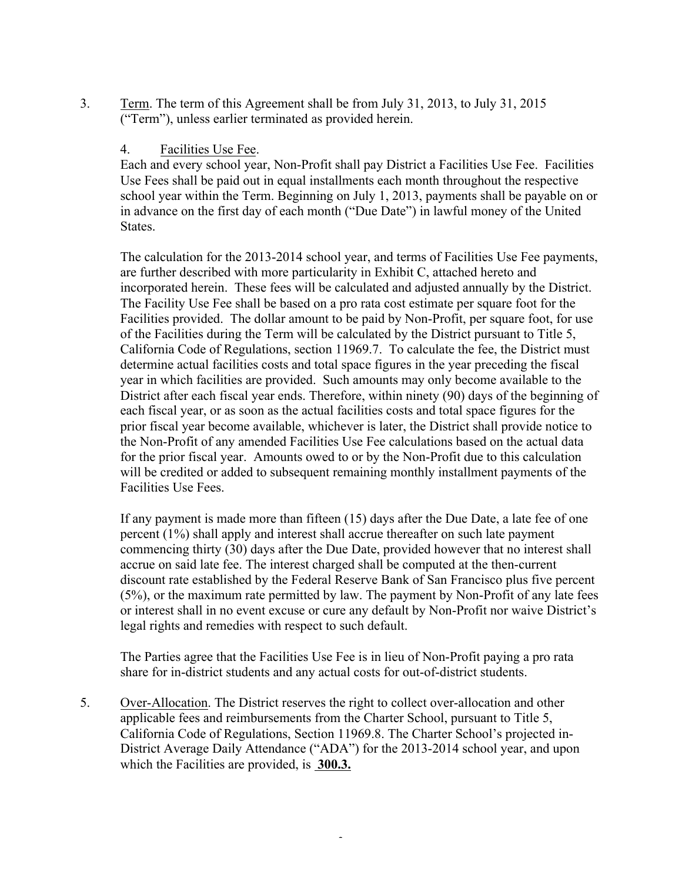3. Term. The term of this Agreement shall be from July 31, 2013, to July 31, 2015 ("Term"), unless earlier terminated as provided herein.

4. Facilities Use Fee.

Each and every school year, Non-Profit shall pay District a Facilities Use Fee. Facilities Use Fees shall be paid out in equal installments each month throughout the respective school year within the Term. Beginning on July 1, 2013, payments shall be payable on or in advance on the first day of each month ("Due Date") in lawful money of the United States.

The calculation for the 2013-2014 school year, and terms of Facilities Use Fee payments, are further described with more particularity in Exhibit C, attached hereto and incorporated herein. These fees will be calculated and adjusted annually by the District. The Facility Use Fee shall be based on a pro rata cost estimate per square foot for the Facilities provided. The dollar amount to be paid by Non-Profit, per square foot, for use of the Facilities during the Term will be calculated by the District pursuant to Title 5, California Code of Regulations, section 11969.7. To calculate the fee, the District must determine actual facilities costs and total space figures in the year preceding the fiscal year in which facilities are provided. Such amounts may only become available to the District after each fiscal year ends. Therefore, within ninety (90) days of the beginning of each fiscal year, or as soon as the actual facilities costs and total space figures for the prior fiscal year become available, whichever is later, the District shall provide notice to the Non-Profit of any amended Facilities Use Fee calculations based on the actual data for the prior fiscal year. Amounts owed to or by the Non-Profit due to this calculation will be credited or added to subsequent remaining monthly installment payments of the Facilities Use Fees.

If any payment is made more than fifteen (15) days after the Due Date, a late fee of one percent (1%) shall apply and interest shall accrue thereafter on such late payment commencing thirty (30) days after the Due Date, provided however that no interest shall accrue on said late fee. The interest charged shall be computed at the then-current discount rate established by the Federal Reserve Bank of San Francisco plus five percent (5%), or the maximum rate permitted by law. The payment by Non-Profit of any late fees or interest shall in no event excuse or cure any default by Non-Profit nor waive District's legal rights and remedies with respect to such default.

The Parties agree that the Facilities Use Fee is in lieu of Non-Profit paying a pro rata share for in-district students and any actual costs for out-of-district students.

5. Over-Allocation. The District reserves the right to collect over-allocation and other applicable fees and reimbursements from the Charter School, pursuant to Title 5, California Code of Regulations, Section 11969.8. The Charter School's projected in-District Average Daily Attendance ("ADA") for the 2013-2014 school year, and upon which the Facilities are provided, is **300.3.**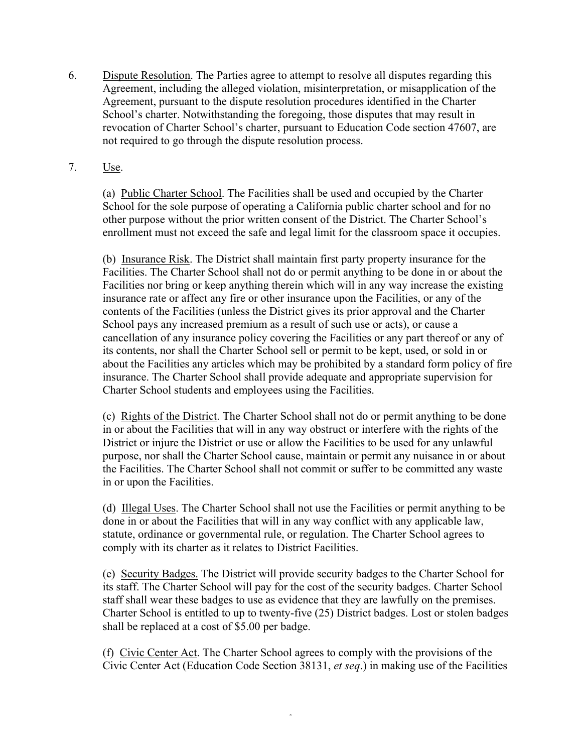6. Dispute Resolution. The Parties agree to attempt to resolve all disputes regarding this Agreement, including the alleged violation, misinterpretation, or misapplication of the Agreement, pursuant to the dispute resolution procedures identified in the Charter School's charter. Notwithstanding the foregoing, those disputes that may result in revocation of Charter School's charter, pursuant to Education Code section 47607, are not required to go through the dispute resolution process.

7. Use.

   (a) Public Charter School. The Facilities shall be used and occupied by the Charter School for the sole purpose of operating a California public charter school and for no other purpose without the prior written consent of the District. The Charter School's enrollment must not exceed the safe and legal limit for the classroom space it occupies.

   (b) Insurance Risk. The District shall maintain first party property insurance for the Facilities. The Charter School shall not do or permit anything to be done in or about the Facilities nor bring or keep anything therein which will in any way increase the existing insurance rate or affect any fire or other insurance upon the Facilities, or any of the contents of the Facilities (unless the District gives its prior approval and the Charter School pays any increased premium as a result of such use or acts), or cause a cancellation of any insurance policy covering the Facilities or any part thereof or any of its contents, nor shall the Charter School sell or permit to be kept, used, or sold in or about the Facilities any articles which may be prohibited by a standard form policy of fire insurance. The Charter School shall provide adequate and appropriate supervision for Charter School students and employees using the Facilities.

   (c) Rights of the District. The Charter School shall not do or permit anything to be done in or about the Facilities that will in any way obstruct or interfere with the rights of the District or injure the District or use or allow the Facilities to be used for any unlawful purpose, nor shall the Charter School cause, maintain or permit any nuisance in or about the Facilities. The Charter School shall not commit or suffer to be committed any waste in or upon the Facilities.

   (d) Illegal Uses. The Charter School shall not use the Facilities or permit anything to be done in or about the Facilities that will in any way conflict with any applicable law, statute, ordinance or governmental rule, or regulation. The Charter School agrees to comply with its charter as it relates to District Facilities.

   (e) Security Badges. The District will provide security badges to the Charter School for its staff. The Charter School will pay for the cost of the security badges. Charter School staff shall wear these badges to use as evidence that they are lawfully on the premises. Charter School is entitled to up to twenty-five (25) District badges. Lost or stolen badges shall be replaced at a cost of $5.00 per badge.

   (f) Civic Center Act. The Charter School agrees to comply with the provisions of the Civic Center Act (Education Code Section 38131, *et seq*.) in making use of the Facilities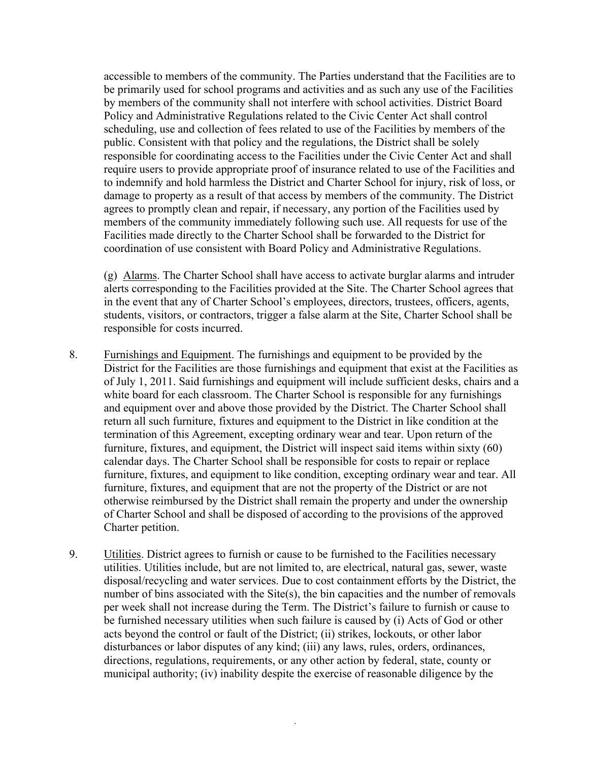accessible to members of the community. The Parties understand that the Facilities are to be primarily used for school programs and activities and as such any use of the Facilities by members of the community shall not interfere with school activities. District Board Policy and Administrative Regulations related to the Civic Center Act shall control scheduling, use and collection of fees related to use of the Facilities by members of the public. Consistent with that policy and the regulations, the District shall be solely responsible for coordinating access to the Facilities under the Civic Center Act and shall require users to provide appropriate proof of insurance related to use of the Facilities and to indemnify and hold harmless the District and Charter School for injury, risk of loss, or damage to property as a result of that access by members of the community. The District agrees to promptly clean and repair, if necessary, any portion of the Facilities used by members of the community immediately following such use. All requests for use of the Facilities made directly to the Charter School shall be forwarded to the District for coordination of use consistent with Board Policy and Administrative Regulations.

(g) Alarms. The Charter School shall have access to activate burglar alarms and intruder alerts corresponding to the Facilities provided at the Site. The Charter School agrees that in the event that any of Charter School's employees, directors, trustees, officers, agents, students, visitors, or contractors, trigger a false alarm at the Site, Charter School shall be responsible for costs incurred.

8. Furnishings and Equipment. The furnishings and equipment to be provided by the District for the Facilities are those furnishings and equipment that exist at the Facilities as of July 1, 2011. Said furnishings and equipment will include sufficient desks, chairs and a white board for each classroom. The Charter School is responsible for any furnishings and equipment over and above those provided by the District. The Charter School shall return all such furniture, fixtures and equipment to the District in like condition at the termination of this Agreement, excepting ordinary wear and tear. Upon return of the furniture, fixtures, and equipment, the District will inspect said items within sixty (60) calendar days. The Charter School shall be responsible for costs to repair or replace furniture, fixtures, and equipment to like condition, excepting ordinary wear and tear. All furniture, fixtures, and equipment that are not the property of the District or are not otherwise reimbursed by the District shall remain the property and under the ownership of Charter School and shall be disposed of according to the provisions of the approved Charter petition.

9. Utilities. District agrees to furnish or cause to be furnished to the Facilities necessary utilities. Utilities include, but are not limited to, are electrical, natural gas, sewer, waste disposal/recycling and water services. Due to cost containment efforts by the District, the number of bins associated with the Site(s), the bin capacities and the number of removals per week shall not increase during the Term. The District's failure to furnish or cause to be furnished necessary utilities when such failure is caused by (i) Acts of God or other acts beyond the control or fault of the District; (ii) strikes, lockouts, or other labor disturbances or labor disputes of any kind; (iii) any laws, rules, orders, ordinances, directions, regulations, requirements, or any other action by federal, state, county or municipal authority; (iv) inability despite the exercise of reasonable diligence by the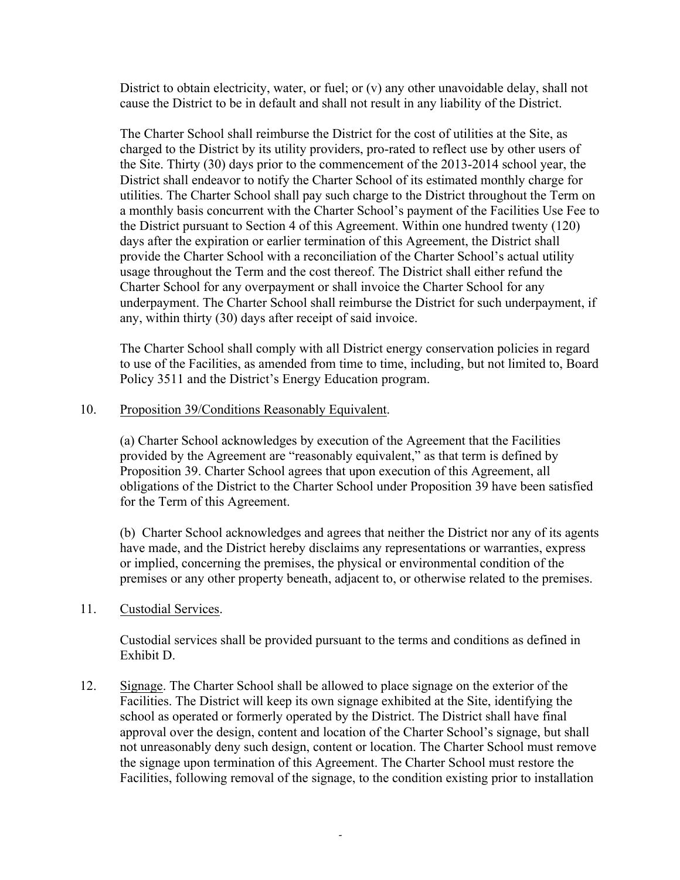District to obtain electricity, water, or fuel; or (v) any other unavoidable delay, shall not cause the District to be in default and shall not result in any liability of the District.

The Charter School shall reimburse the District for the cost of utilities at the Site, as charged to the District by its utility providers, pro-rated to reflect use by other users of the Site. Thirty (30) days prior to the commencement of the 2013-2014 school year, the District shall endeavor to notify the Charter School of its estimated monthly charge for utilities. The Charter School shall pay such charge to the District throughout the Term on a monthly basis concurrent with the Charter School's payment of the Facilities Use Fee to the District pursuant to Section 4 of this Agreement. Within one hundred twenty (120) days after the expiration or earlier termination of this Agreement, the District shall provide the Charter School with a reconciliation of the Charter School's actual utility usage throughout the Term and the cost thereof. The District shall either refund the Charter School for any overpayment or shall invoice the Charter School for any underpayment. The Charter School shall reimburse the District for such underpayment, if any, within thirty (30) days after receipt of said invoice.

The Charter School shall comply with all District energy conservation policies in regard to use of the Facilities, as amended from time to time, including, but not limited to, Board Policy 3511 and the District's Energy Education program.

10. Proposition 39/Conditions Reasonably Equivalent.

(a) Charter School acknowledges by execution of the Agreement that the Facilities provided by the Agreement are "reasonably equivalent," as that term is defined by Proposition 39. Charter School agrees that upon execution of this Agreement, all obligations of the District to the Charter School under Proposition 39 have been satisfied for the Term of this Agreement.

(b) Charter School acknowledges and agrees that neither the District nor any of its agents have made, and the District hereby disclaims any representations or warranties, express or implied, concerning the premises, the physical or environmental condition of the premises or any other property beneath, adjacent to, or otherwise related to the premises.

11. Custodial Services.

Custodial services shall be provided pursuant to the terms and conditions as defined in Exhibit D.

12. Signage. The Charter School shall be allowed to place signage on the exterior of the Facilities. The District will keep its own signage exhibited at the Site, identifying the school as operated or formerly operated by the District. The District shall have final approval over the design, content and location of the Charter School's signage, but shall not unreasonably deny such design, content or location. The Charter School must remove the signage upon termination of this Agreement. The Charter School must restore the Facilities, following removal of the signage, to the condition existing prior to installation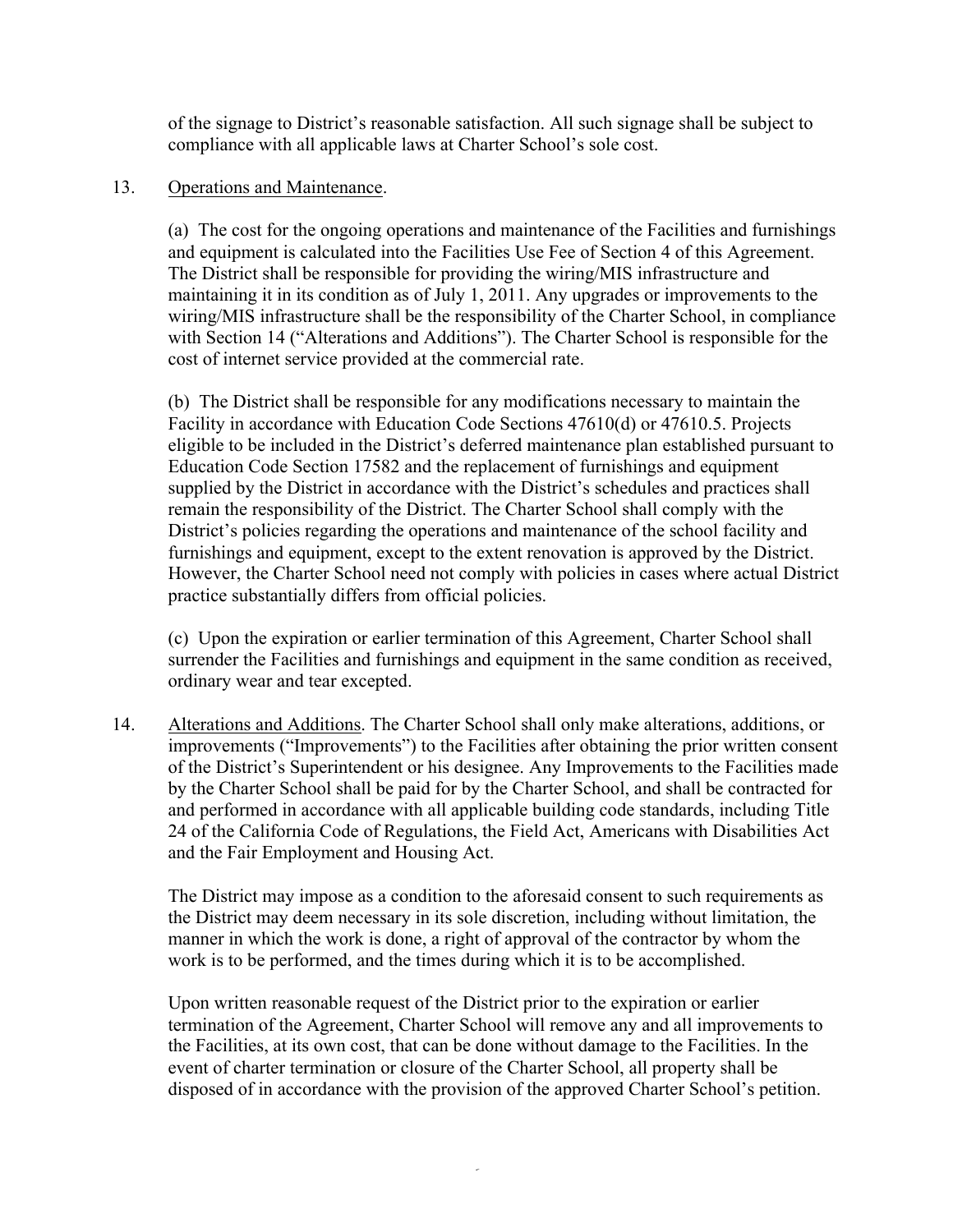of the signage to District's reasonable satisfaction. All such signage shall be subject to compliance with all applicable laws at Charter School's sole cost.

13. Operations and Maintenance.

(a) The cost for the ongoing operations and maintenance of the Facilities and furnishings and equipment is calculated into the Facilities Use Fee of Section 4 of this Agreement. The District shall be responsible for providing the wiring/MIS infrastructure and maintaining it in its condition as of July 1, 2011. Any upgrades or improvements to the wiring/MIS infrastructure shall be the responsibility of the Charter School, in compliance with Section 14 ("Alterations and Additions"). The Charter School is responsible for the cost of internet service provided at the commercial rate.

(b) The District shall be responsible for any modifications necessary to maintain the Facility in accordance with Education Code Sections 47610(d) or 47610.5. Projects eligible to be included in the District's deferred maintenance plan established pursuant to Education Code Section 17582 and the replacement of furnishings and equipment supplied by the District in accordance with the District's schedules and practices shall remain the responsibility of the District. The Charter School shall comply with the District's policies regarding the operations and maintenance of the school facility and furnishings and equipment, except to the extent renovation is approved by the District. However, the Charter School need not comply with policies in cases where actual District practice substantially differs from official policies.

(c) Upon the expiration or earlier termination of this Agreement, Charter School shall surrender the Facilities and furnishings and equipment in the same condition as received, ordinary wear and tear excepted.

14. Alterations and Additions. The Charter School shall only make alterations, additions, or improvements ("Improvements") to the Facilities after obtaining the prior written consent of the District's Superintendent or his designee. Any Improvements to the Facilities made by the Charter School shall be paid for by the Charter School, and shall be contracted for and performed in accordance with all applicable building code standards, including Title 24 of the California Code of Regulations, the Field Act, Americans with Disabilities Act and the Fair Employment and Housing Act.

The District may impose as a condition to the aforesaid consent to such requirements as the District may deem necessary in its sole discretion, including without limitation, the manner in which the work is done, a right of approval of the contractor by whom the work is to be performed, and the times during which it is to be accomplished.

Upon written reasonable request of the District prior to the expiration or earlier termination of the Agreement, Charter School will remove any and all improvements to the Facilities, at its own cost, that can be done without damage to the Facilities. In the event of charter termination or closure of the Charter School, all property shall be disposed of in accordance with the provision of the approved Charter School's petition.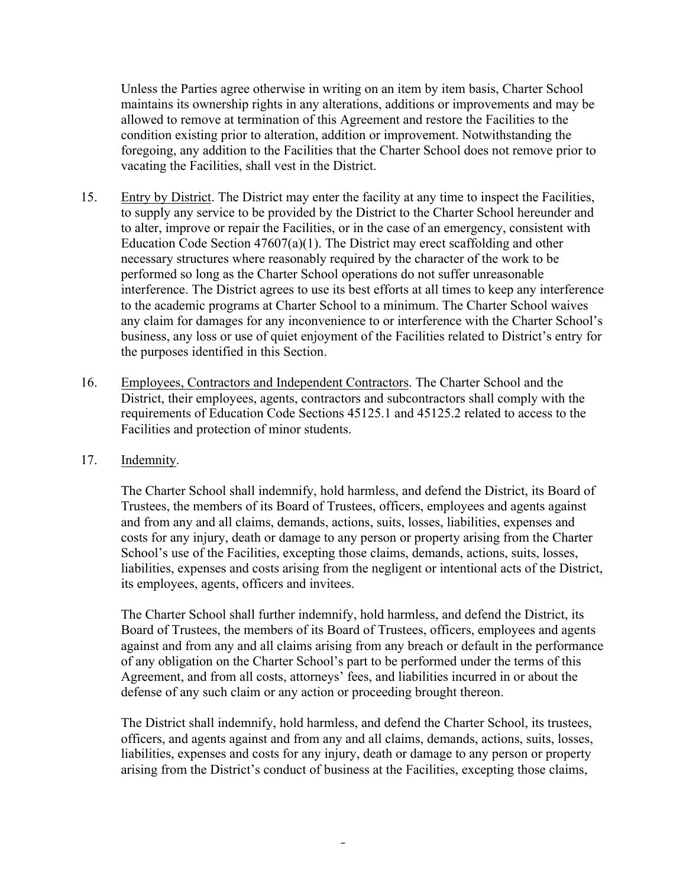Unless the Parties agree otherwise in writing on an item by item basis, Charter School maintains its ownership rights in any alterations, additions or improvements and may be allowed to remove at termination of this Agreement and restore the Facilities to the condition existing prior to alteration, addition or improvement. Notwithstanding the foregoing, any addition to the Facilities that the Charter School does not remove prior to vacating the Facilities, shall vest in the District.

15. Entry by District. The District may enter the facility at any time to inspect the Facilities, to supply any service to be provided by the District to the Charter School hereunder and to alter, improve or repair the Facilities, or in the case of an emergency, consistent with Education Code Section 47607(a)(1). The District may erect scaffolding and other necessary structures where reasonably required by the character of the work to be performed so long as the Charter School operations do not suffer unreasonable interference. The District agrees to use its best efforts at all times to keep any interference to the academic programs at Charter School to a minimum. The Charter School waives any claim for damages for any inconvenience to or interference with the Charter School's business, any loss or use of quiet enjoyment of the Facilities related to District's entry for the purposes identified in this Section.

16. Employees, Contractors and Independent Contractors. The Charter School and the District, their employees, agents, contractors and subcontractors shall comply with the requirements of Education Code Sections 45125.1 and 45125.2 related to access to the Facilities and protection of minor students.

17. Indemnity.

The Charter School shall indemnify, hold harmless, and defend the District, its Board of Trustees, the members of its Board of Trustees, officers, employees and agents against and from any and all claims, demands, actions, suits, losses, liabilities, expenses and costs for any injury, death or damage to any person or property arising from the Charter School's use of the Facilities, excepting those claims, demands, actions, suits, losses, liabilities, expenses and costs arising from the negligent or intentional acts of the District, its employees, agents, officers and invitees.

The Charter School shall further indemnify, hold harmless, and defend the District, its Board of Trustees, the members of its Board of Trustees, officers, employees and agents against and from any and all claims arising from any breach or default in the performance of any obligation on the Charter School's part to be performed under the terms of this Agreement, and from all costs, attorneys' fees, and liabilities incurred in or about the defense of any such claim or any action or proceeding brought thereon.

The District shall indemnify, hold harmless, and defend the Charter School, its trustees, officers, and agents against and from any and all claims, demands, actions, suits, losses, liabilities, expenses and costs for any injury, death or damage to any person or property arising from the District's conduct of business at the Facilities, excepting those claims,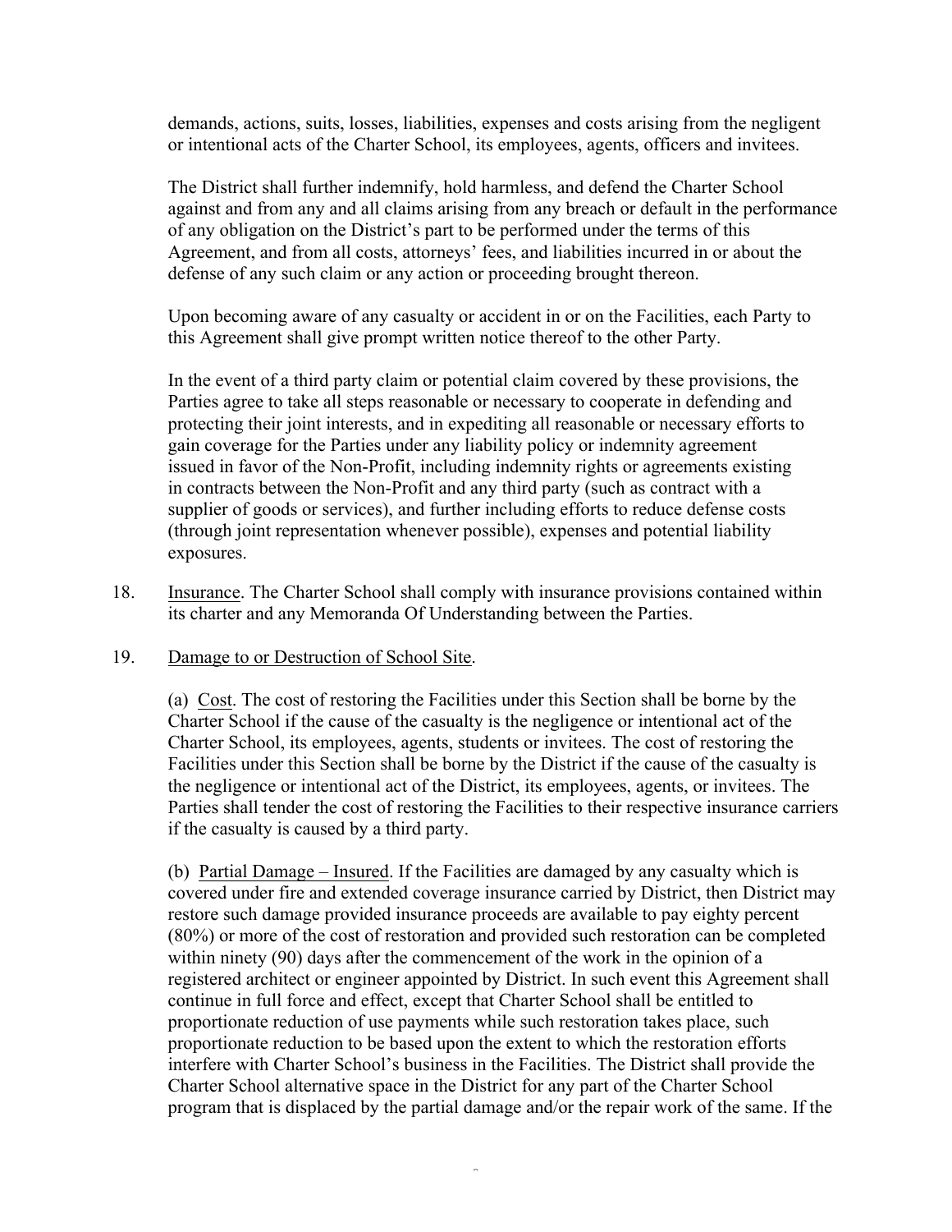demands, actions, suits, losses, liabilities, expenses and costs arising from the negligent or intentional acts of the Charter School, its employees, agents, officers and invitees.

The District shall further indemnify, hold harmless, and defend the Charter School against and from any and all claims arising from any breach or default in the performance of any obligation on the District's part to be performed under the terms of this Agreement, and from all costs, attorneys' fees, and liabilities incurred in or about the defense of any such claim or any action or proceeding brought thereon.

Upon becoming aware of any casualty or accident in or on the Facilities, each Party to this Agreement shall give prompt written notice thereof to the other Party.

In the event of a third party claim or potential claim covered by these provisions, the Parties agree to take all steps reasonable or necessary to cooperate in defending and protecting their joint interests, and in expediting all reasonable or necessary efforts to gain coverage for the Parties under any liability policy or indemnity agreement issued in favor of the Non-Profit, including indemnity rights or agreements existing in contracts between the Non-Profit and any third party (such as contract with a supplier of goods or services), and further including efforts to reduce defense costs (through joint representation whenever possible), expenses and potential liability exposures.

18. Insurance. The Charter School shall comply with insurance provisions contained within its charter and any Memoranda Of Understanding between the Parties.

19. Damage to or Destruction of School Site.

(a) Cost. The cost of restoring the Facilities under this Section shall be borne by the Charter School if the cause of the casualty is the negligence or intentional act of the Charter School, its employees, agents, students or invitees. The cost of restoring the Facilities under this Section shall be borne by the District if the cause of the casualty is the negligence or intentional act of the District, its employees, agents, or invitees. The Parties shall tender the cost of restoring the Facilities to their respective insurance carriers if the casualty is caused by a third party.

(b) Partial Damage – Insured. If the Facilities are damaged by any casualty which is covered under fire and extended coverage insurance carried by District, then District may restore such damage provided insurance proceeds are available to pay eighty percent (80%) or more of the cost of restoration and provided such restoration can be completed within ninety (90) days after the commencement of the work in the opinion of a registered architect or engineer appointed by District. In such event this Agreement shall continue in full force and effect, except that Charter School shall be entitled to proportionate reduction of use payments while such restoration takes place, such proportionate reduction to be based upon the extent to which the restoration efforts interfere with Charter School's business in the Facilities. The District shall provide the Charter School alternative space in the District for any part of the Charter School program that is displaced by the partial damage and/or the repair work of the same. If the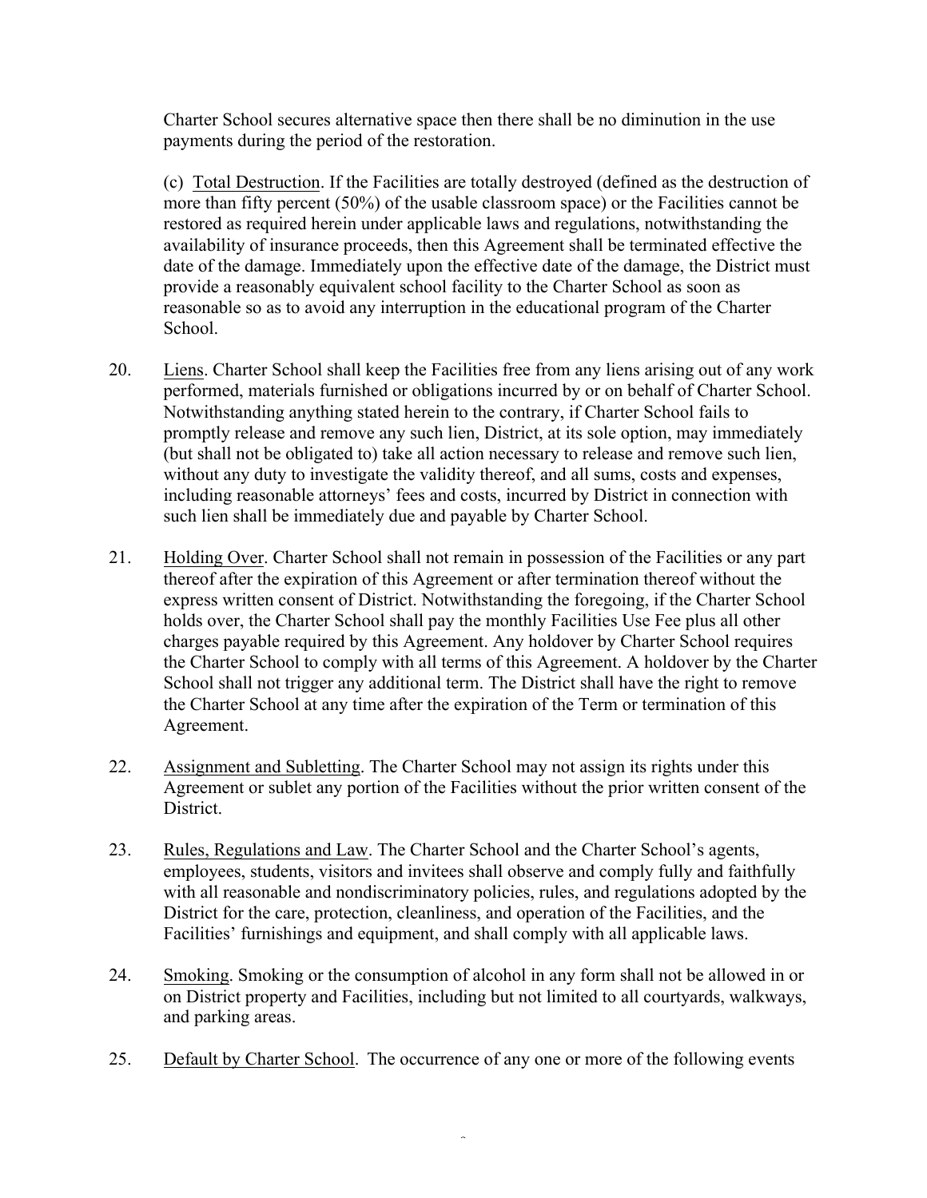Charter School secures alternative space then there shall be no diminution in the use payments during the period of the restoration.

(c) Total Destruction. If the Facilities are totally destroyed (defined as the destruction of more than fifty percent (50%) of the usable classroom space) or the Facilities cannot be restored as required herein under applicable laws and regulations, notwithstanding the availability of insurance proceeds, then this Agreement shall be terminated effective the date of the damage. Immediately upon the effective date of the damage, the District must provide a reasonably equivalent school facility to the Charter School as soon as reasonable so as to avoid any interruption in the educational program of the Charter School.

20. Liens. Charter School shall keep the Facilities free from any liens arising out of any work performed, materials furnished or obligations incurred by or on behalf of Charter School. Notwithstanding anything stated herein to the contrary, if Charter School fails to promptly release and remove any such lien, District, at its sole option, may immediately (but shall not be obligated to) take all action necessary to release and remove such lien, without any duty to investigate the validity thereof, and all sums, costs and expenses, including reasonable attorneys' fees and costs, incurred by District in connection with such lien shall be immediately due and payable by Charter School.

21. Holding Over. Charter School shall not remain in possession of the Facilities or any part thereof after the expiration of this Agreement or after termination thereof without the express written consent of District. Notwithstanding the foregoing, if the Charter School holds over, the Charter School shall pay the monthly Facilities Use Fee plus all other charges payable required by this Agreement. Any holdover by Charter School requires the Charter School to comply with all terms of this Agreement. A holdover by the Charter School shall not trigger any additional term. The District shall have the right to remove the Charter School at any time after the expiration of the Term or termination of this Agreement.

22. Assignment and Subletting. The Charter School may not assign its rights under this Agreement or sublet any portion of the Facilities without the prior written consent of the District.

23. Rules, Regulations and Law. The Charter School and the Charter School's agents, employees, students, visitors and invitees shall observe and comply fully and faithfully with all reasonable and nondiscriminatory policies, rules, and regulations adopted by the District for the care, protection, cleanliness, and operation of the Facilities, and the Facilities' furnishings and equipment, and shall comply with all applicable laws.

24. Smoking. Smoking or the consumption of alcohol in any form shall not be allowed in or on District property and Facilities, including but not limited to all courtyards, walkways, and parking areas.

25. Default by Charter School. The occurrence of any one or more of the following events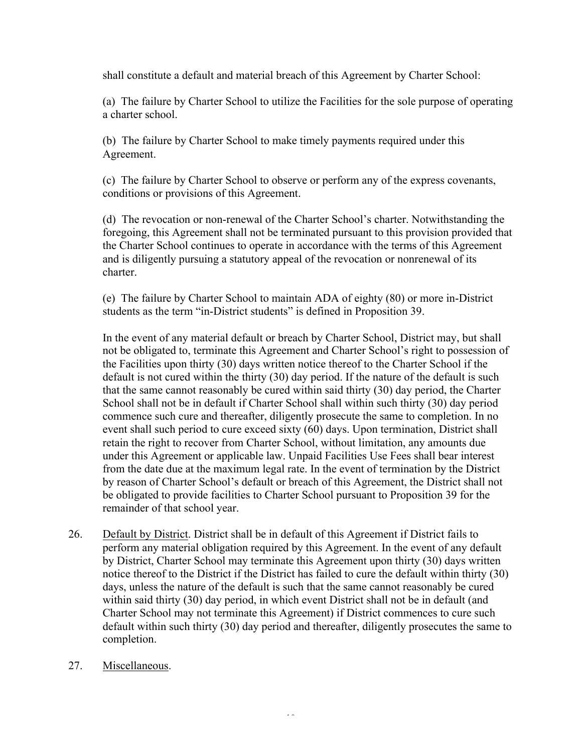shall constitute a default and material breach of this Agreement by Charter School:

(a) The failure by Charter School to utilize the Facilities for the sole purpose of operating a charter school.

(b) The failure by Charter School to make timely payments required under this Agreement.

(c) The failure by Charter School to observe or perform any of the express covenants, conditions or provisions of this Agreement.

(d) The revocation or non-renewal of the Charter School's charter. Notwithstanding the foregoing, this Agreement shall not be terminated pursuant to this provision provided that the Charter School continues to operate in accordance with the terms of this Agreement and is diligently pursuing a statutory appeal of the revocation or nonrenewal of its charter.

(e) The failure by Charter School to maintain ADA of eighty (80) or more in-District students as the term "in-District students" is defined in Proposition 39.

In the event of any material default or breach by Charter School, District may, but shall not be obligated to, terminate this Agreement and Charter School's right to possession of the Facilities upon thirty (30) days written notice thereof to the Charter School if the default is not cured within the thirty (30) day period. If the nature of the default is such that the same cannot reasonably be cured within said thirty (30) day period, the Charter School shall not be in default if Charter School shall within such thirty (30) day period commence such cure and thereafter, diligently prosecute the same to completion. In no event shall such period to cure exceed sixty (60) days. Upon termination, District shall retain the right to recover from Charter School, without limitation, any amounts due under this Agreement or applicable law. Unpaid Facilities Use Fees shall bear interest from the date due at the maximum legal rate. In the event of termination by the District by reason of Charter School's default or breach of this Agreement, the District shall not be obligated to provide facilities to Charter School pursuant to Proposition 39 for the remainder of that school year.

26. Default by District. District shall be in default of this Agreement if District fails to perform any material obligation required by this Agreement. In the event of any default by District, Charter School may terminate this Agreement upon thirty (30) days written notice thereof to the District if the District has failed to cure the default within thirty (30) days, unless the nature of the default is such that the same cannot reasonably be cured within said thirty (30) day period, in which event District shall not be in default (and Charter School may not terminate this Agreement) if District commences to cure such default within such thirty (30) day period and thereafter, diligently prosecutes the same to completion.

27. Miscellaneous.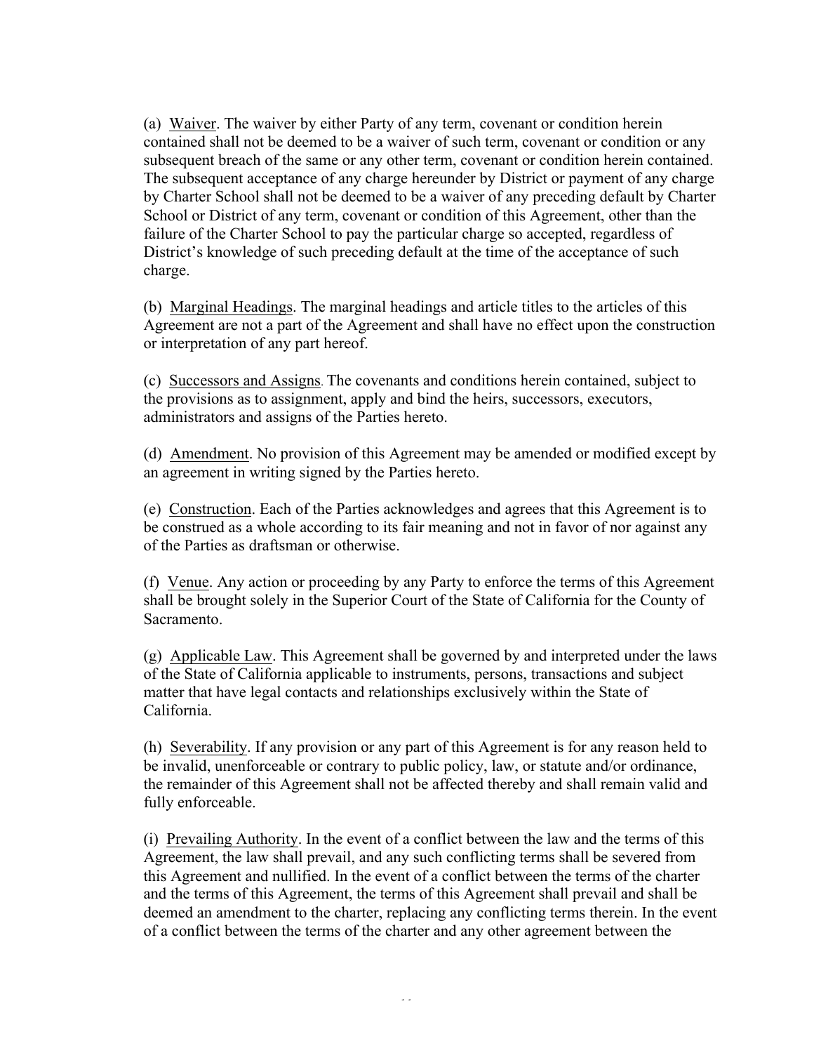(a) Waiver. The waiver by either Party of any term, covenant or condition herein contained shall not be deemed to be a waiver of such term, covenant or condition or any subsequent breach of the same or any other term, covenant or condition herein contained. The subsequent acceptance of any charge hereunder by District or payment of any charge by Charter School shall not be deemed to be a waiver of any preceding default by Charter School or District of any term, covenant or condition of this Agreement, other than the failure of the Charter School to pay the particular charge so accepted, regardless of District's knowledge of such preceding default at the time of the acceptance of such charge.

(b) Marginal Headings. The marginal headings and article titles to the articles of this Agreement are not a part of the Agreement and shall have no effect upon the construction or interpretation of any part hereof.

(c) Successors and Assigns. The covenants and conditions herein contained, subject to the provisions as to assignment, apply and bind the heirs, successors, executors, administrators and assigns of the Parties hereto.

(d) Amendment. No provision of this Agreement may be amended or modified except by an agreement in writing signed by the Parties hereto.

(e) Construction. Each of the Parties acknowledges and agrees that this Agreement is to be construed as a whole according to its fair meaning and not in favor of nor against any of the Parties as draftsman or otherwise.

(f) Venue. Any action or proceeding by any Party to enforce the terms of this Agreement shall be brought solely in the Superior Court of the State of California for the County of Sacramento.

(g) Applicable Law. This Agreement shall be governed by and interpreted under the laws of the State of California applicable to instruments, persons, transactions and subject matter that have legal contacts and relationships exclusively within the State of California.

(h) Severability. If any provision or any part of this Agreement is for any reason held to be invalid, unenforceable or contrary to public policy, law, or statute and/or ordinance, the remainder of this Agreement shall not be affected thereby and shall remain valid and fully enforceable.

(i) Prevailing Authority. In the event of a conflict between the law and the terms of this Agreement, the law shall prevail, and any such conflicting terms shall be severed from this Agreement and nullified. In the event of a conflict between the terms of the charter and the terms of this Agreement, the terms of this Agreement shall prevail and shall be deemed an amendment to the charter, replacing any conflicting terms therein. In the event of a conflict between the terms of the charter and any other agreement between the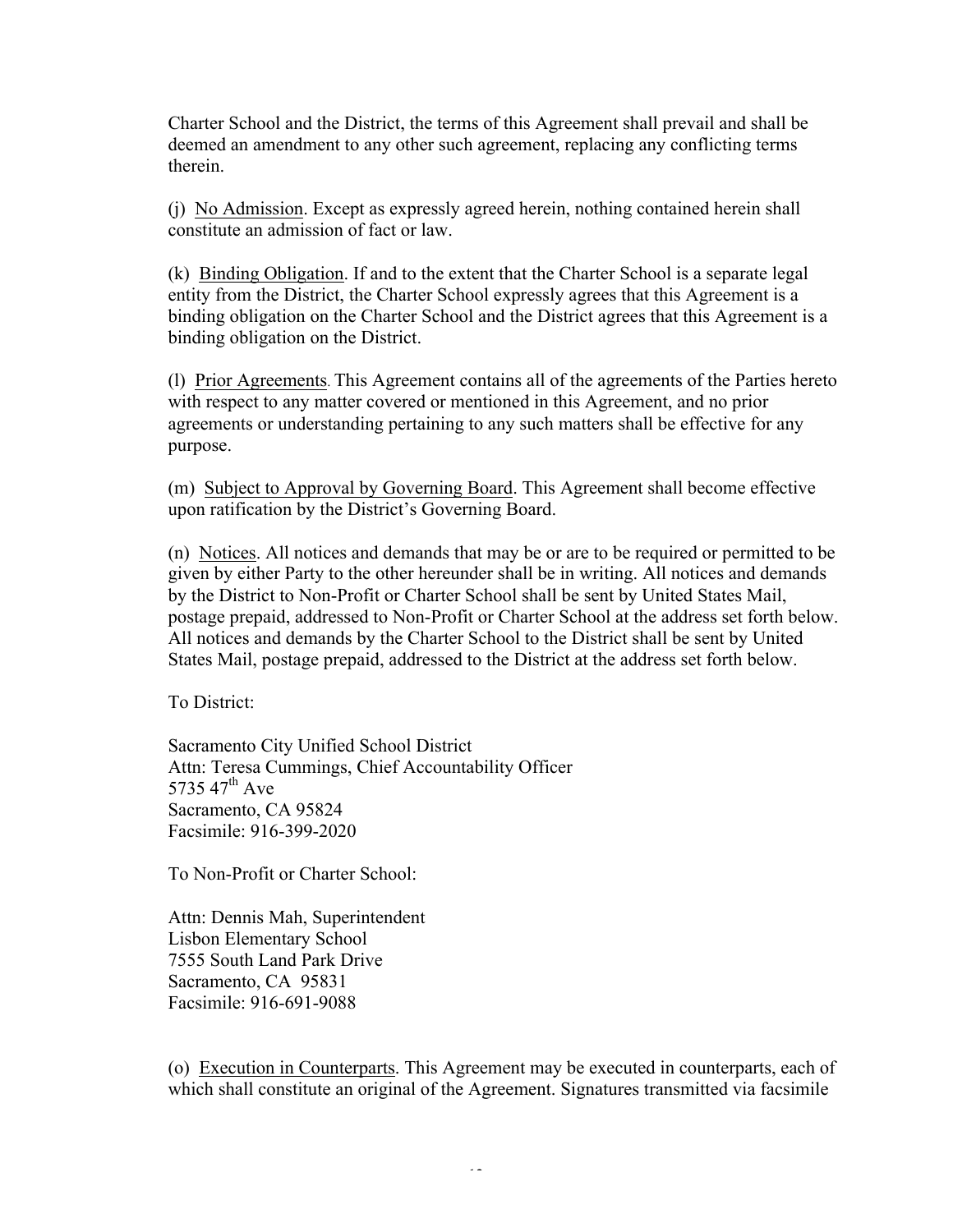Charter School and the District, the terms of this Agreement shall prevail and shall be deemed an amendment to any other such agreement, replacing any conflicting terms therein.

(j) No Admission. Except as expressly agreed herein, nothing contained herein shall constitute an admission of fact or law.

(k) Binding Obligation. If and to the extent that the Charter School is a separate legal entity from the District, the Charter School expressly agrees that this Agreement is a binding obligation on the Charter School and the District agrees that this Agreement is a binding obligation on the District.

(l) Prior Agreements. This Agreement contains all of the agreements of the Parties hereto with respect to any matter covered or mentioned in this Agreement, and no prior agreements or understanding pertaining to any such matters shall be effective for any purpose.

(m) Subject to Approval by Governing Board. This Agreement shall become effective upon ratification by the District's Governing Board.

(n) Notices. All notices and demands that may be or are to be required or permitted to be given by either Party to the other hereunder shall be in writing. All notices and demands by the District to Non-Profit or Charter School shall be sent by United States Mail, postage prepaid, addressed to Non-Profit or Charter School at the address set forth below. All notices and demands by the Charter School to the District shall be sent by United States Mail, postage prepaid, addressed to the District at the address set forth below.

To District:

Sacramento City Unified School District
Attn: Teresa Cummings, Chief Accountability Officer
5735 47th Ave
Sacramento, CA 95824
Facsimile: 916-399-2020

To Non-Profit or Charter School:

Attn: Dennis Mah, Superintendent
Lisbon Elementary School
7555 South Land Park Drive
Sacramento, CA 95831
Facsimile: 916-691-9088

(o) Execution in Counterparts. This Agreement may be executed in counterparts, each of which shall constitute an original of the Agreement. Signatures transmitted via facsimile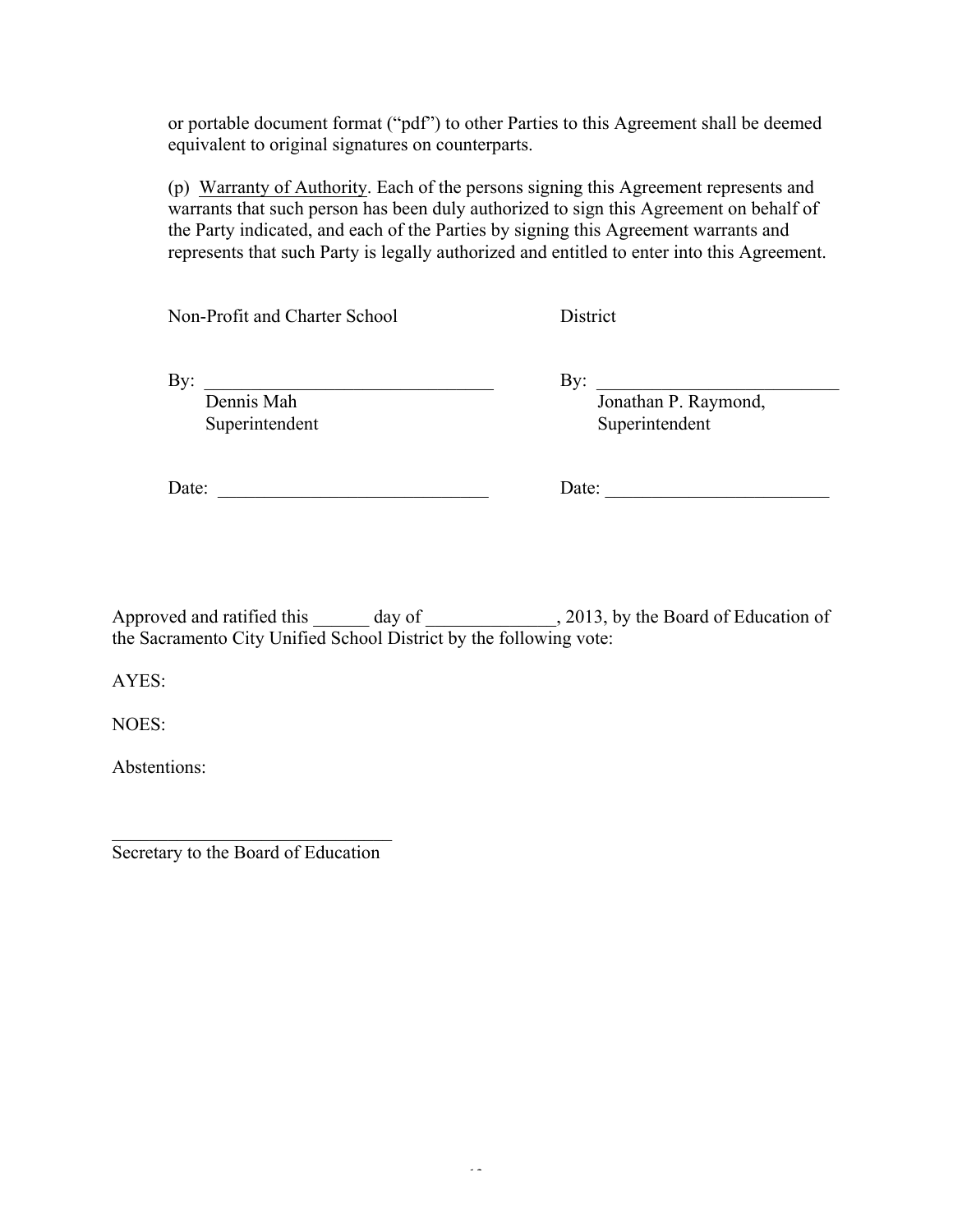or portable document format ("pdf") to other Parties to this Agreement shall be deemed equivalent to original signatures on counterparts.

(p) Warranty of Authority. Each of the persons signing this Agreement represents and warrants that such person has been duly authorized to sign this Agreement on behalf of the Party indicated, and each of the Parties by signing this Agreement warrants and represents that such Party is legally authorized and entitled to enter into this Agreement.

| Non-Profit and Charter School | District |
|---|---|
| By: _______________________________ | By: __________________________ |
| Dennis Mah<br>Superintendent | Jonathan P. Raymond,<br>Superintendent |
| Date: _____________________________ | Date: ________________________ |

Approved and ratified this ______ day of ______________, 2013, by the Board of Education of the Sacramento City Unified School District by the following vote:

AYES:

NOES:

Abstentions:

_______________________________
Secretary to the Board of Education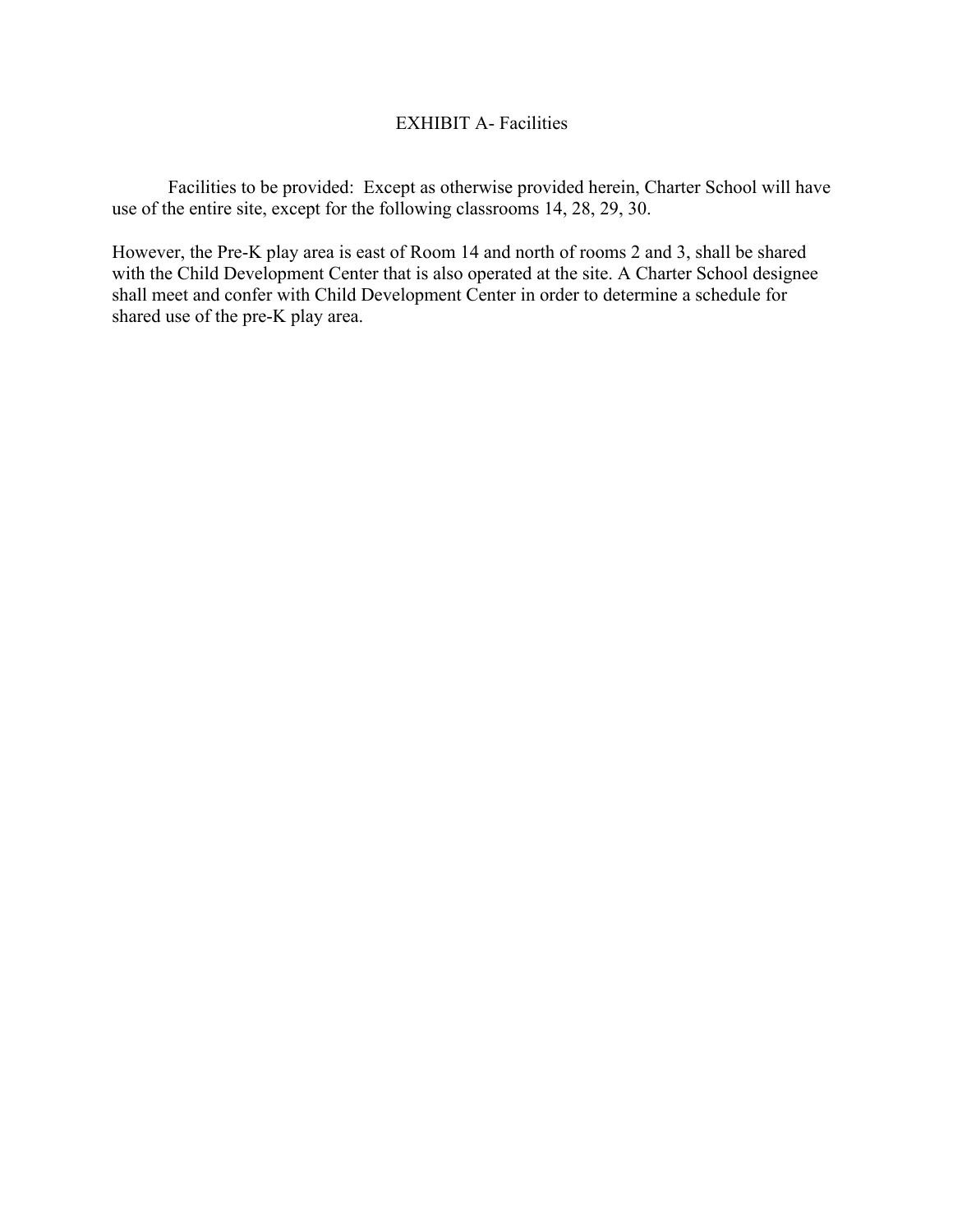# EXHIBIT A- Facilities

Facilities to be provided: Except as otherwise provided herein, Charter School will have use of the entire site, except for the following classrooms 14, 28, 29, 30.

However, the Pre-K play area is east of Room 14 and north of rooms 2 and 3, shall be shared with the Child Development Center that is also operated at the site. A Charter School designee shall meet and confer with Child Development Center in order to determine a schedule for shared use of the pre-K play area.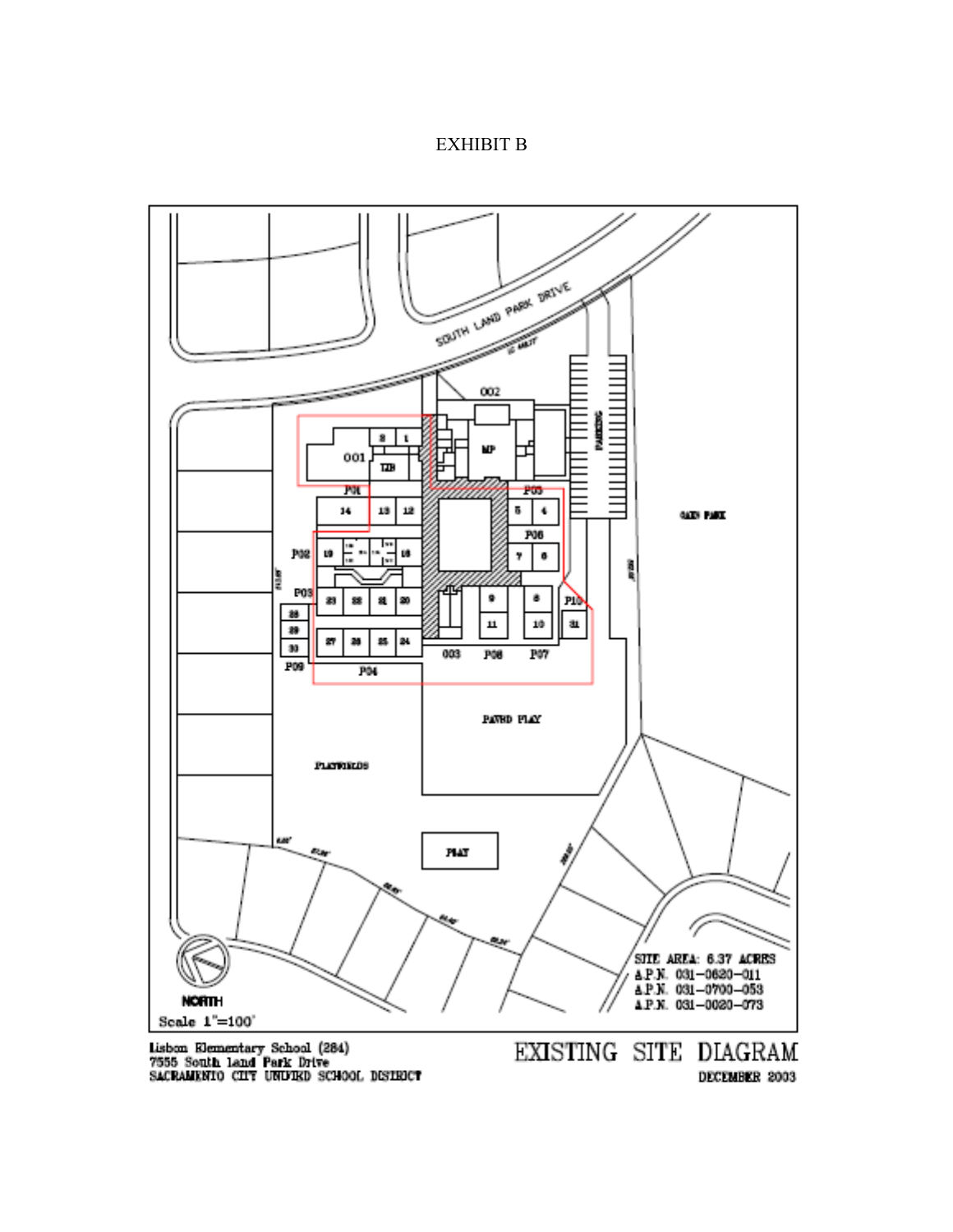EXHIBIT B

SOUTH LAND PARK DRIVE

002

001

MP

PARKING

OAKS PARK

PAVED PLAY

PLAYFIELDS

PLAY

NORTH

Scale 1"=100'

SITE AREA: 6.37 ACRES
A.P.N. 031-0620-011
A.P.N. 031-0700-053
A.P.N. 031-0020-073

Lisbon Elementary School (284)
7555 South Land Park Drive
SACRAMENTO CITY UNIFIED SCHOOL DISTRICT

EXISTING SITE DIAGRAM

DECEMBER 2003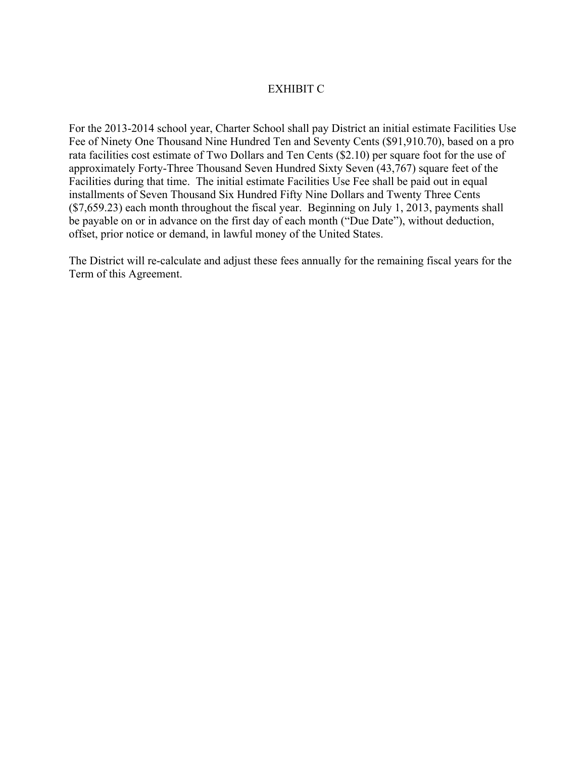# EXHIBIT C

For the 2013-2014 school year, Charter School shall pay District an initial estimate Facilities Use Fee of Ninety One Thousand Nine Hundred Ten and Seventy Cents ($91,910.70), based on a pro rata facilities cost estimate of Two Dollars and Ten Cents ($2.10) per square foot for the use of approximately Forty-Three Thousand Seven Hundred Sixty Seven (43,767) square feet of the Facilities during that time. The initial estimate Facilities Use Fee shall be paid out in equal installments of Seven Thousand Six Hundred Fifty Nine Dollars and Twenty Three Cents ($7,659.23) each month throughout the fiscal year. Beginning on July 1, 2013, payments shall be payable on or in advance on the first day of each month ("Due Date"), without deduction, offset, prior notice or demand, in lawful money of the United States.

The District will re-calculate and adjust these fees annually for the remaining fiscal years for the Term of this Agreement.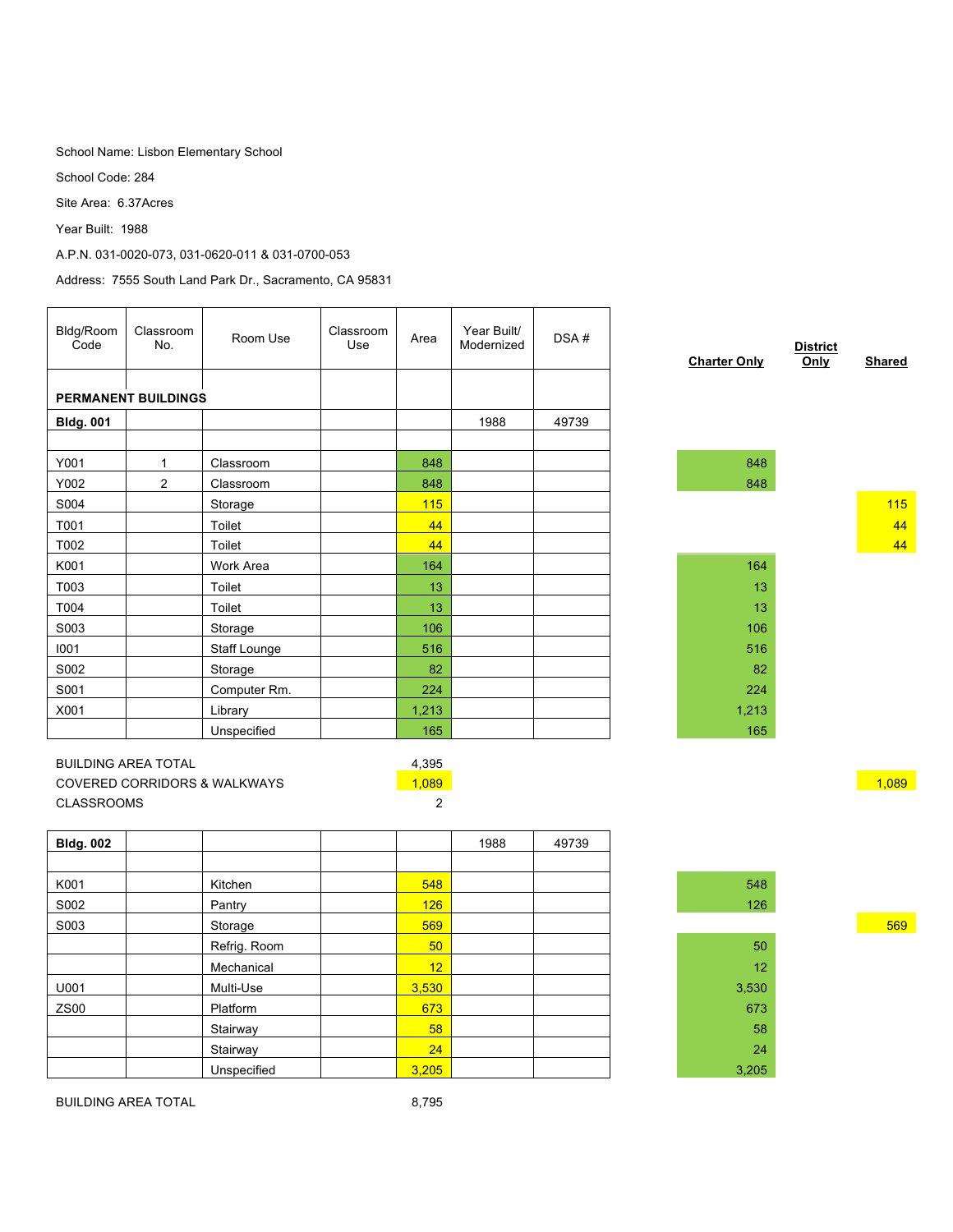School Name: Lisbon Elementary School

School Code: 284

Site Area: 6.37Acres

Year Built: 1988

A.P.N. 031-0020-073, 031-0620-011 & 031-0700-053

Address: 7555 South Land Park Dr., Sacramento, CA 95831

| Bldg/Room Code | Classroom No. | Room Use | Classroom Use | Area | Year Built/ Modernized | DSA # | Charter Only | District Only | Shared |
|---|---|---|---|---|---|---|---|---|---|
| **PERMANENT BUILDINGS** | | | | | | | | | |
| **Bldg. 001** | | | | | 1988 | 49739 | | | |
| Y001 | 1 | Classroom | | 848 | | | 848 | | |
| Y002 | 2 | Classroom | | 848 | | | 848 | | |
| S004 | | Storage | | 115 | | | | | 115 |
| T001 | | Toilet | | 44 | | | | | 44 |
| T002 | | Toilet | | 44 | | | | | 44 |
| K001 | | Work Area | | 164 | | | 164 | | |
| T003 | | Toilet | | 13 | | | 13 | | |
| T004 | | Toilet | | 13 | | | 13 | | |
| S003 | | Storage | | 106 | | | 106 | | |
| I001 | | Staff Lounge | | 516 | | | 516 | | |
| S002 | | Storage | | 82 | | | 82 | | |
| S001 | | Computer Rm. | | 224 | | | 224 | | |
| X001 | | Library | | 1,213 | | | 1,213 | | |
| | | Unspecified | | 165 | | | 165 | | |
| BUILDING AREA TOTAL | | | | 4,395 | | | | | |
| COVERED CORRIDORS & WALKWAYS | | | | 1,089 | | | | | 1,089 |
| CLASSROOMS | | | | 2 | | | | | |
| **Bldg. 002** | | | | | 1988 | 49739 | | | |
| K001 | | Kitchen | | 548 | | | 548 | | |
| S002 | | Pantry | | 126 | | | 126 | | |
| S003 | | Storage | | 569 | | | | | 569 |
| | | Refrig. Room | | 50 | | | 50 | | |
| | | Mechanical | | 12 | | | 12 | | |
| U001 | | Multi-Use | | 3,530 | | | 3,530 | | |
| ZS00 | | Platform | | 673 | | | 673 | | |
| | | Stairway | | 58 | | | 58 | | |
| | | Stairway | | 24 | | | 24 | | |
| | | Unspecified | | 3,205 | | | 3,205 | | |
| BUILDING AREA TOTAL | | | | 8,795 | | | | | |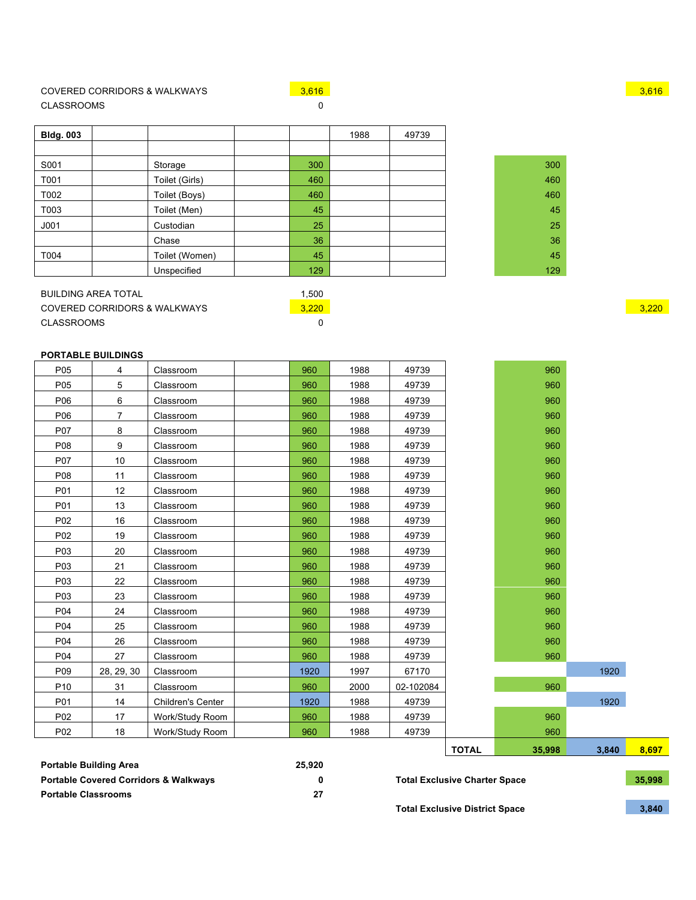| | | | | | | | | | |
|---|---|---|---|---|---|---|---|---|---|
| COVERED CORRIDORS & WALKWAYS | | | | 3,616 | | | | | 3,616 |
| CLASSROOMS | | | | 0 | | | | | |

| **Bldg. 003** | | | | | 1988 | 49739 | | | | |
|---|---|---|---|---|---|---|---|---|---|---|
| | | | | | | | | | | |
| S001 | | Storage | | 300 | | | | 300 | | |
| T001 | | Toilet (Girls) | | 460 | | | | 460 | | |
| T002 | | Toilet (Boys) | | 460 | | | | 460 | | |
| T003 | | Toilet (Men) | | 45 | | | | 45 | | |
| J001 | | Custodian | | 25 | | | | 25 | | |
| | | Chase | | 36 | | | | 36 | | |
| T004 | | Toilet (Women) | | 45 | | | | 45 | | |
| | | Unspecified | | 129 | | | | 129 | | |

| | | | | | | | | | |
|---|---|---|---|---|---|---|---|---|---|
| BUILDING AREA TOTAL | | | | 1,500 | | | | | |
| COVERED CORRIDORS & WALKWAYS | | | | 3,220 | | | | | 3,220 |
| CLASSROOMS | | | | 0 | | | | | |

**PORTABLE BUILDINGS**

| | | | | | | | | | | |
|---|---|---|---|---|---|---|---|---|---|---|
| P05 | 4 | Classroom | | 960 | 1988 | 49739 | | 960 | | |
| P05 | 5 | Classroom | | 960 | 1988 | 49739 | | 960 | | |
| P06 | 6 | Classroom | | 960 | 1988 | 49739 | | 960 | | |
| P06 | 7 | Classroom | | 960 | 1988 | 49739 | | 960 | | |
| P07 | 8 | Classroom | | 960 | 1988 | 49739 | | 960 | | |
| P08 | 9 | Classroom | | 960 | 1988 | 49739 | | 960 | | |
| P07 | 10 | Classroom | | 960 | 1988 | 49739 | | 960 | | |
| P08 | 11 | Classroom | | 960 | 1988 | 49739 | | 960 | | |
| P01 | 12 | Classroom | | 960 | 1988 | 49739 | | 960 | | |
| P01 | 13 | Classroom | | 960 | 1988 | 49739 | | 960 | | |
| P02 | 16 | Classroom | | 960 | 1988 | 49739 | | 960 | | |
| P02 | 19 | Classroom | | 960 | 1988 | 49739 | | 960 | | |
| P03 | 20 | Classroom | | 960 | 1988 | 49739 | | 960 | | |
| P03 | 21 | Classroom | | 960 | 1988 | 49739 | | 960 | | |
| P03 | 22 | Classroom | | 960 | 1988 | 49739 | | 960 | | |
| P03 | 23 | Classroom | | 960 | 1988 | 49739 | | 960 | | |
| P04 | 24 | Classroom | | 960 | 1988 | 49739 | | 960 | | |
| P04 | 25 | Classroom | | 960 | 1988 | 49739 | | 960 | | |
| P04 | 26 | Classroom | | 960 | 1988 | 49739 | | 960 | | |
| P04 | 27 | Classroom | | 960 | 1988 | 49739 | | 960 | | |
| P09 | 28, 29, 30 | Classroom | | 1920 | 1997 | 67170 | | | 1920 | |
| P10 | 31 | Classroom | | 960 | 2000 | 02-102084 | | 960 | | |
| P01 | 14 | Children's Center | | 1920 | 1988 | 49739 | | | 1920 | |
| P02 | 17 | Work/Study Room | | 960 | 1988 | 49739 | | 960 | | |
| P02 | 18 | Work/Study Room | | 960 | 1988 | 49739 | | 960 | | |
| | | | | | | | **TOTAL** | **35,998** | **3,840** | **8,697** |

| | | | |
|---|---|---|---|
| **Portable Building Area** | **25,920** | | |
| **Portable Covered Corridors & Walkways** | **0** | **Total Exclusive Charter Space** | **35,998** |
| **Portable Classrooms** | **27** | | |
| | | **Total Exclusive District Space** | **3,840** |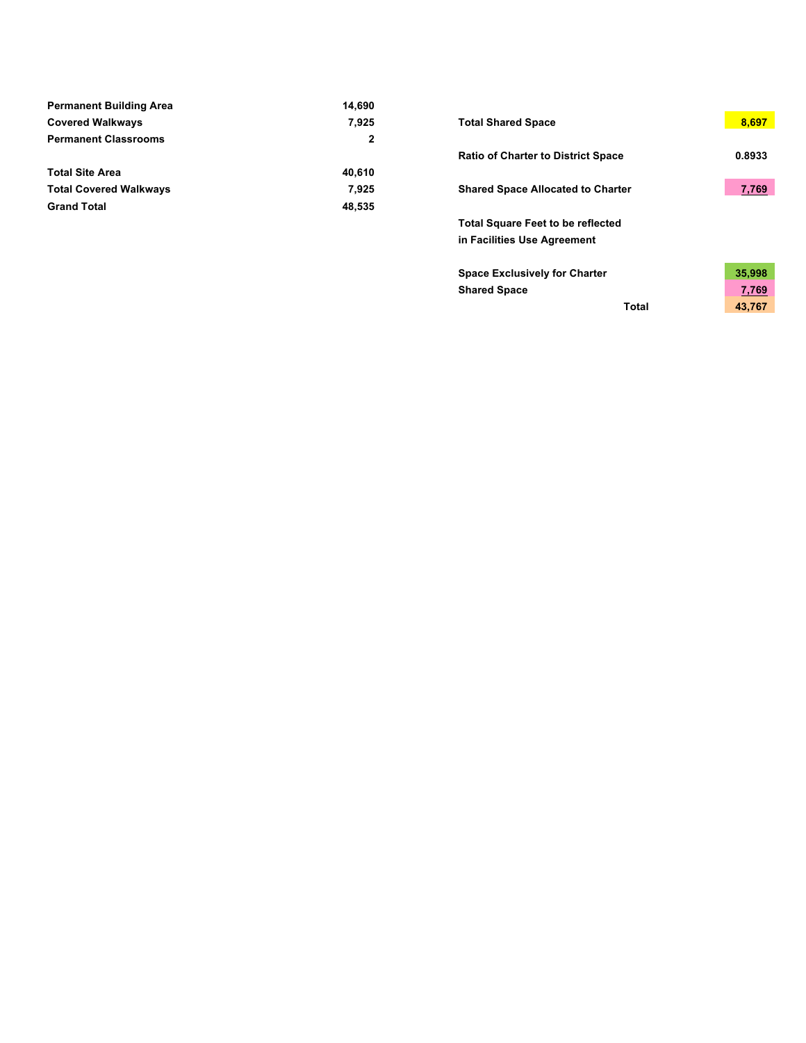| | |
|---|---|
| **Permanent Building Area** | **14,690** |
| **Covered Walkways** | **7,925** |
| **Permanent Classrooms** | **2** |
| | |
| **Total Site Area** | **40,610** |
| **Total Covered Walkways** | **7,925** |
| **Grand Total** | **48,535** |

| | |
|---|---|
| **Total Shared Space** | **8,697** |
| **Ratio of Charter to District Space** | **0.8933** |
| **Shared Space Allocated to Charter** | **7,769** |

**Total Square Feet to be reflected in Facilities Use Agreement**

| | |
|---|---|
| **Space Exclusively for Charter** | **35,998** |
| **Shared Space** | **7,769** |
| **Total** | **43,767** |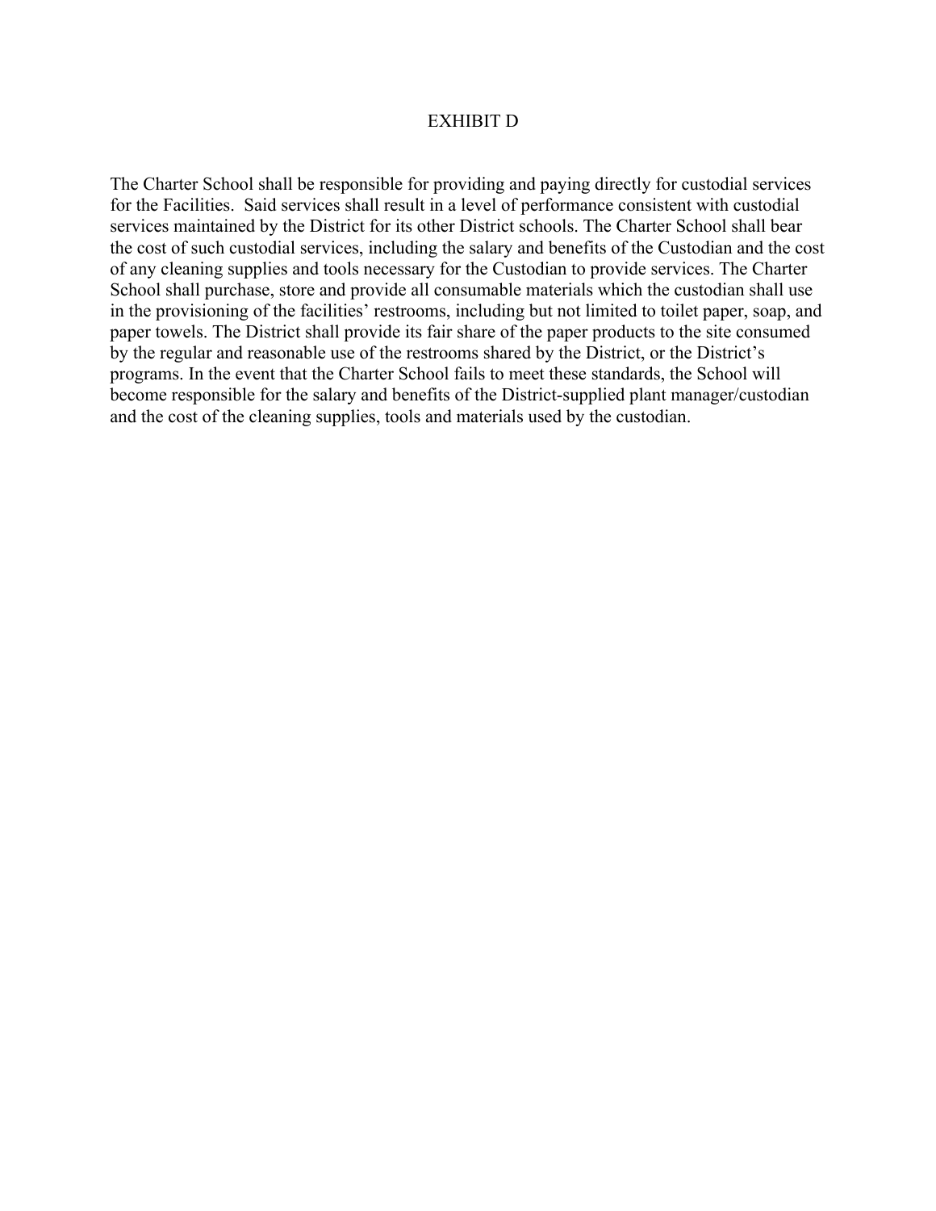# EXHIBIT D

The Charter School shall be responsible for providing and paying directly for custodial services for the Facilities. Said services shall result in a level of performance consistent with custodial services maintained by the District for its other District schools. The Charter School shall bear the cost of such custodial services, including the salary and benefits of the Custodian and the cost of any cleaning supplies and tools necessary for the Custodian to provide services. The Charter School shall purchase, store and provide all consumable materials which the custodian shall use in the provisioning of the facilities' restrooms, including but not limited to toilet paper, soap, and paper towels. The District shall provide its fair share of the paper products to the site consumed by the regular and reasonable use of the restrooms shared by the District, or the District's programs. In the event that the Charter School fails to meet these standards, the School will become responsible for the salary and benefits of the District-supplied plant manager/custodian and the cost of the cleaning supplies, tools and materials used by the custodian.